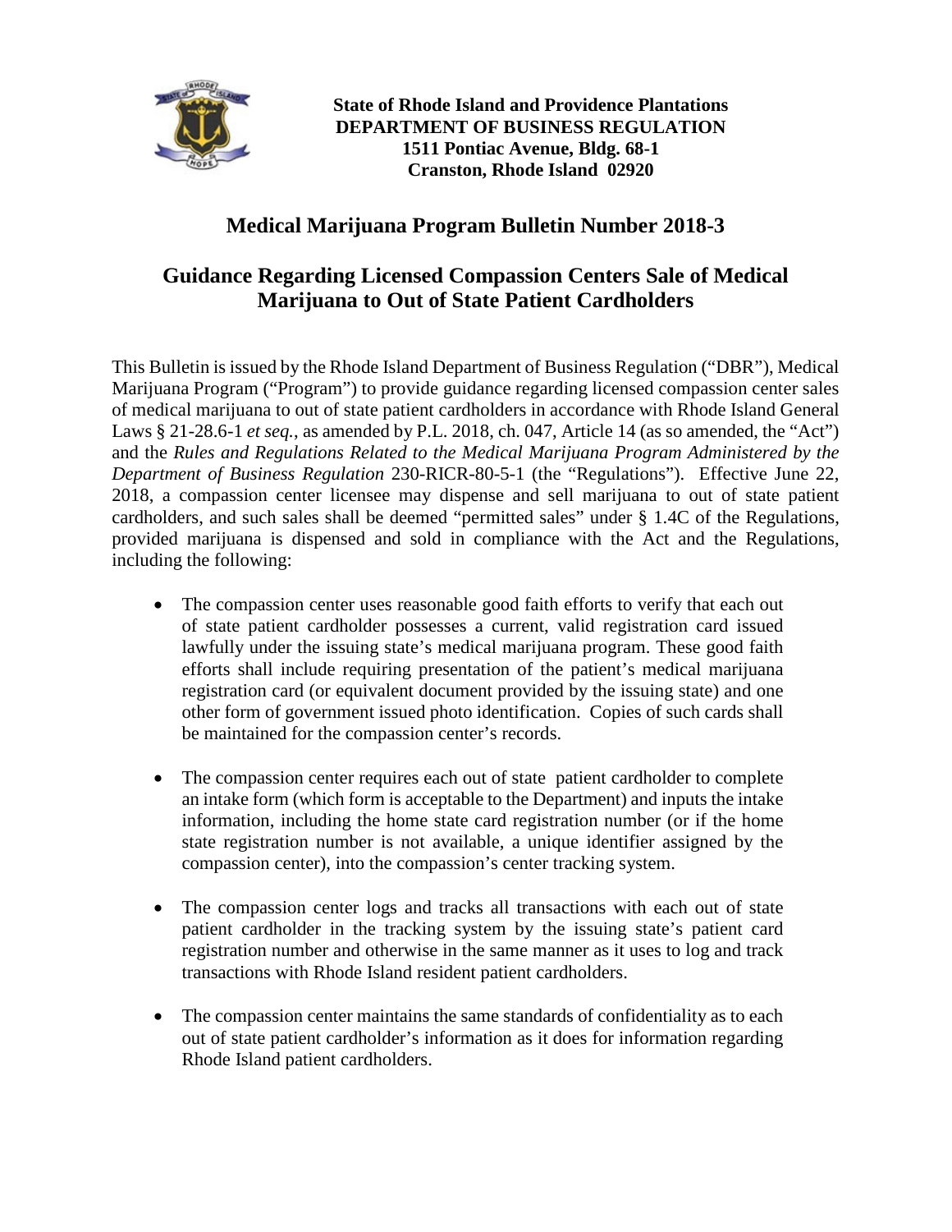**State of Rhode Island and Providence Plantations**
**DEPARTMENT OF BUSINESS REGULATION**
**1511 Pontiac Avenue, Bldg. 68-1**
**Cranston, Rhode Island 02920**

# Medical Marijuana Program Bulletin Number 2018-3

## Guidance Regarding Licensed Compassion Centers Sale of Medical Marijuana to Out of State Patient Cardholders

This Bulletin is issued by the Rhode Island Department of Business Regulation ("DBR"), Medical Marijuana Program ("Program") to provide guidance regarding licensed compassion center sales of medical marijuana to out of state patient cardholders in accordance with Rhode Island General Laws § 21-28.6-1 *et seq.*, as amended by P.L. 2018, ch. 047, Article 14 (as so amended, the "Act") and the *Rules and Regulations Related to the Medical Marijuana Program Administered by the Department of Business Regulation* 230-RICR-80-5-1 (the "Regulations"). Effective June 22, 2018, a compassion center licensee may dispense and sell marijuana to out of state patient cardholders, and such sales shall be deemed "permitted sales" under § 1.4C of the Regulations, provided marijuana is dispensed and sold in compliance with the Act and the Regulations, including the following:

- The compassion center uses reasonable good faith efforts to verify that each out of state patient cardholder possesses a current, valid registration card issued lawfully under the issuing state's medical marijuana program. These good faith efforts shall include requiring presentation of the patient's medical marijuana registration card (or equivalent document provided by the issuing state) and one other form of government issued photo identification. Copies of such cards shall be maintained for the compassion center's records.

- The compassion center requires each out of state patient cardholder to complete an intake form (which form is acceptable to the Department) and inputs the intake information, including the home state card registration number (or if the home state registration number is not available, a unique identifier assigned by the compassion center), into the compassion's center tracking system.

- The compassion center logs and tracks all transactions with each out of state patient cardholder in the tracking system by the issuing state's patient card registration number and otherwise in the same manner as it uses to log and track transactions with Rhode Island resident patient cardholders.

- The compassion center maintains the same standards of confidentiality as to each out of state patient cardholder's information as it does for information regarding Rhode Island patient cardholders.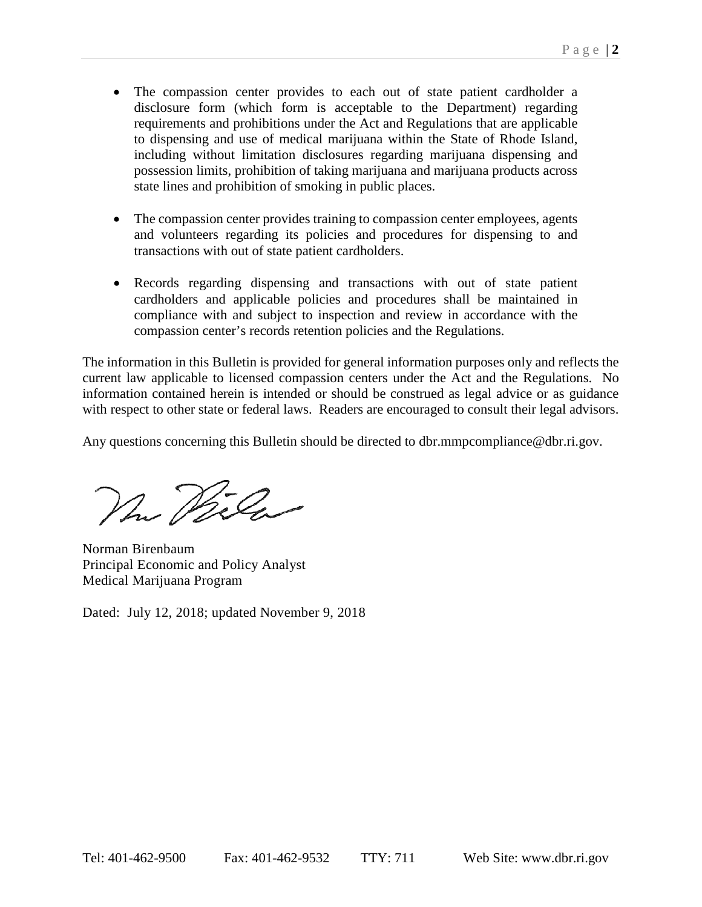- The compassion center provides to each out of state patient cardholder a disclosure form (which form is acceptable to the Department) regarding requirements and prohibitions under the Act and Regulations that are applicable to dispensing and use of medical marijuana within the State of Rhode Island, including without limitation disclosures regarding marijuana dispensing and possession limits, prohibition of taking marijuana and marijuana products across state lines and prohibition of smoking in public places.

- The compassion center provides training to compassion center employees, agents and volunteers regarding its policies and procedures for dispensing to and transactions with out of state patient cardholders.

- Records regarding dispensing and transactions with out of state patient cardholders and applicable policies and procedures shall be maintained in compliance with and subject to inspection and review in accordance with the compassion center's records retention policies and the Regulations.

The information in this Bulletin is provided for general information purposes only and reflects the current law applicable to licensed compassion centers under the Act and the Regulations. No information contained herein is intended or should be construed as legal advice or as guidance with respect to other state or federal laws. Readers are encouraged to consult their legal advisors.

Any questions concerning this Bulletin should be directed to dbr.mmpcompliance@dbr.ri.gov.

Norman Birenbaum
Principal Economic and Policy Analyst
Medical Marijuana Program

Dated: July 12, 2018; updated November 9, 2018

Tel: 401-462-9500 Fax: 401-462-9532 TTY: 711 Web Site: www.dbr.ri.gov